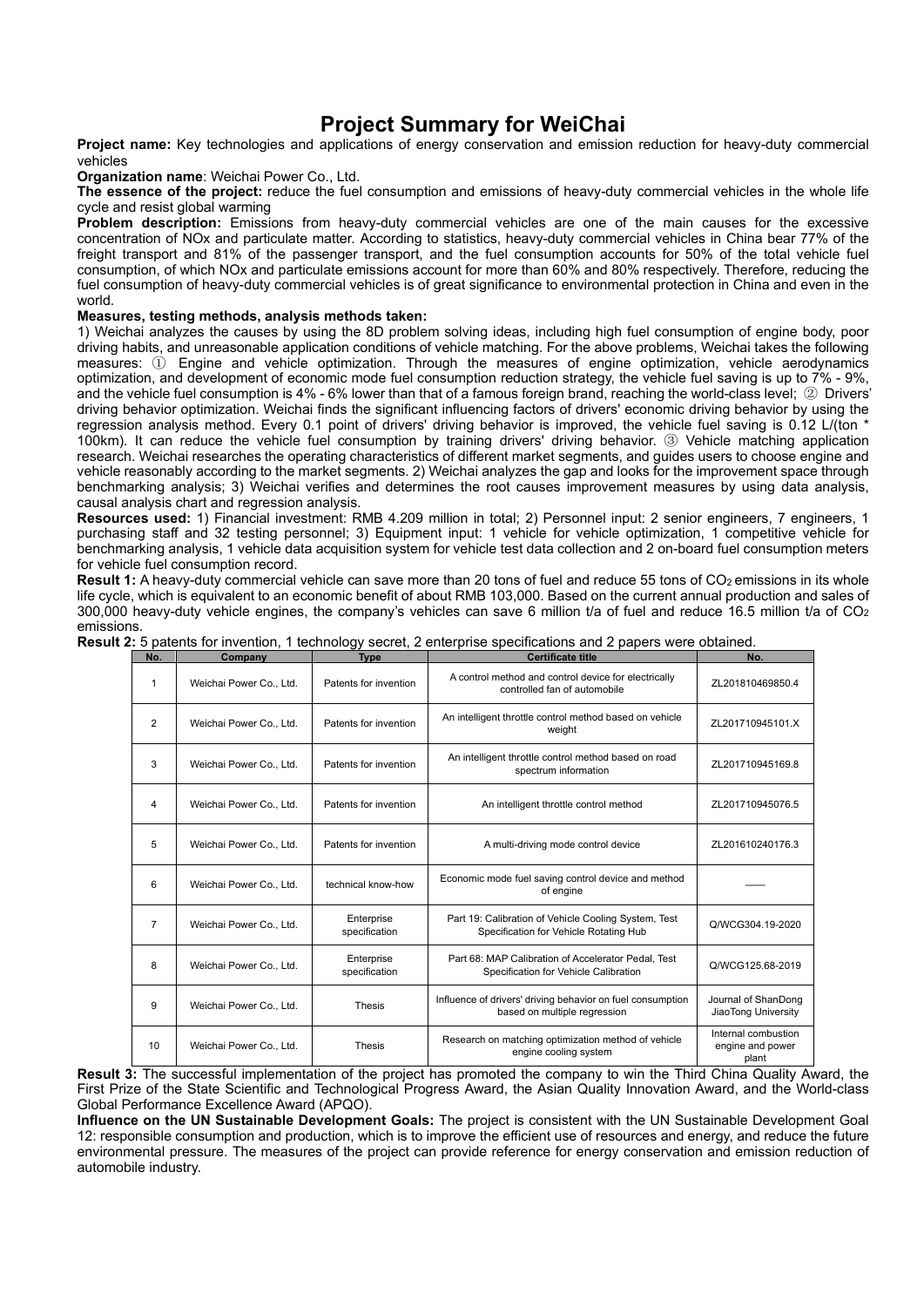# Project Summary for WeiChai

**Project name:** Key technologies and applications of energy conservation and emission reduction for heavy-duty commercial vehicles

**Organization name**: Weichai Power Co., Ltd.

**The essence of the project:** reduce the fuel consumption and emissions of heavy-duty commercial vehicles in the whole life cycle and resist global warming

**Problem description:** Emissions from heavy-duty commercial vehicles are one of the main causes for the excessive concentration of NOx and particulate matter. According to statistics, heavy-duty commercial vehicles in China bear 77% of the freight transport and 81% of the passenger transport, and the fuel consumption accounts for 50% of the total vehicle fuel consumption, of which NOx and particulate emissions account for more than 60% and 80% respectively. Therefore, reducing the fuel consumption of heavy-duty commercial vehicles is of great significance to environmental protection in China and even in the world.

**Measures, testing methods, analysis methods taken:**

1) Weichai analyzes the causes by using the 8D problem solving ideas, including high fuel consumption of engine body, poor driving habits, and unreasonable application conditions of vehicle matching. For the above problems, Weichai takes the following measures: ① Engine and vehicle optimization. Through the measures of engine optimization, vehicle aerodynamics optimization, and development of economic mode fuel consumption reduction strategy, the vehicle fuel saving is up to 7% - 9%, and the vehicle fuel consumption is 4% - 6% lower than that of a famous foreign brand, reaching the world-class level; ② Drivers' driving behavior optimization. Weichai finds the significant influencing factors of drivers' economic driving behavior by using the regression analysis method. Every 0.1 point of drivers' driving behavior is improved, the vehicle fuel saving is 0.12 L/(ton * 100km). It can reduce the vehicle fuel consumption by training drivers' driving behavior. ③ Vehicle matching application research. Weichai researches the operating characteristics of different market segments, and guides users to choose engine and vehicle reasonably according to the market segments. 2) Weichai analyzes the gap and looks for the improvement space through benchmarking analysis; 3) Weichai verifies and determines the root causes improvement measures by using data analysis, causal analysis chart and regression analysis.

**Resources used:** 1) Financial investment: RMB 4.209 million in total; 2) Personnel input: 2 senior engineers, 7 engineers, 1 purchasing staff and 32 testing personnel; 3) Equipment input: 1 vehicle for vehicle optimization, 1 competitive vehicle for benchmarking analysis, 1 vehicle data acquisition system for vehicle test data collection and 2 on-board fuel consumption meters for vehicle fuel consumption record.

**Result 1:** A heavy-duty commercial vehicle can save more than 20 tons of fuel and reduce 55 tons of $CO_2$ emissions in its whole life cycle, which is equivalent to an economic benefit of about RMB 103,000. Based on the current annual production and sales of 300,000 heavy-duty vehicle engines, the company's vehicles can save 6 million t/a of fuel and reduce 16.5 million t/a of $CO_2$ emissions.

**Result 2:** 5 patents for invention, 1 technology secret, 2 enterprise specifications and 2 papers were obtained.

| No. | Company | Type | Certificate title | No. |
|---|---|---|---|---|
| 1 | Weichai Power Co., Ltd. | Patents for invention | A control method and control device for electrically controlled fan of automobile | ZL201810469850.4 |
| 2 | Weichai Power Co., Ltd. | Patents for invention | An intelligent throttle control method based on vehicle weight | ZL201710945101.X |
| 3 | Weichai Power Co., Ltd. | Patents for invention | An intelligent throttle control method based on road spectrum information | ZL201710945169.8 |
| 4 | Weichai Power Co., Ltd. | Patents for invention | An intelligent throttle control method | ZL201710945076.5 |
| 5 | Weichai Power Co., Ltd. | Patents for invention | A multi-driving mode control device | ZL201610240176.3 |
| 6 | Weichai Power Co., Ltd. | technical know-how | Economic mode fuel saving control device and method of engine | —— |
| 7 | Weichai Power Co., Ltd. | Enterprise specification | Part 19: Calibration of Vehicle Cooling System, Test Specification for Vehicle Rotating Hub | Q/WCG304.19-2020 |
| 8 | Weichai Power Co., Ltd. | Enterprise specification | Part 68: MAP Calibration of Accelerator Pedal, Test Specification for Vehicle Calibration | Q/WCG125.68-2019 |
| 9 | Weichai Power Co., Ltd. | Thesis | Influence of drivers' driving behavior on fuel consumption based on multiple regression | Journal of ShanDong JiaoTong University |
| 10 | Weichai Power Co., Ltd. | Thesis | Research on matching optimization method of vehicle engine cooling system | Internal combustion engine and power plant |

**Result 3:** The successful implementation of the project has promoted the company to win the Third China Quality Award, the First Prize of the State Scientific and Technological Progress Award, the Asian Quality Innovation Award, and the World-class Global Performance Excellence Award (APQO).

**Influence on the UN Sustainable Development Goals:** The project is consistent with the UN Sustainable Development Goal 12: responsible consumption and production, which is to improve the efficient use of resources and energy, and reduce the future environmental pressure. The measures of the project can provide reference for energy conservation and emission reduction of automobile industry.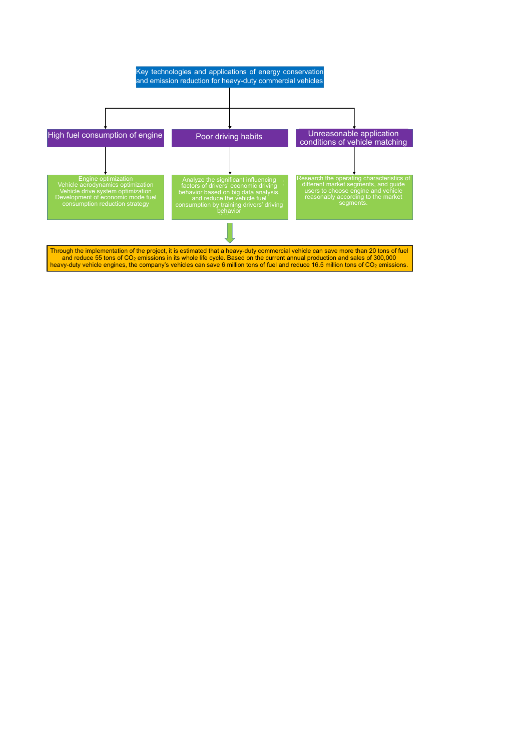Key technologies and applications of energy conservation and emission reduction for heavy-duty commercial vehicles

High fuel consumption of engine

Poor driving habits

Unreasonable application conditions of vehicle matching

Engine optimization
Vehicle aerodynamics optimization
Vehicle drive system optimization
Development of economic mode fuel consumption reduction strategy

Analyze the significant influencing factors of drivers' economic driving behavior based on big data analysis, and reduce the vehicle fuel consumption by training drivers' driving behavior

Research the operating characteristics of different market segments, and guide users to choose engine and vehicle reasonably according to the market segments.

Through the implementation of the project, it is estimated that a heavy-duty commercial vehicle can save more than 20 tons of fuel and reduce 55 tons of $CO_2$ emissions in its whole life cycle. Based on the current annual production and sales of 300,000 heavy-duty vehicle engines, the company's vehicles can save 6 million tons of fuel and reduce 16.5 million tons of $CO_2$ emissions.